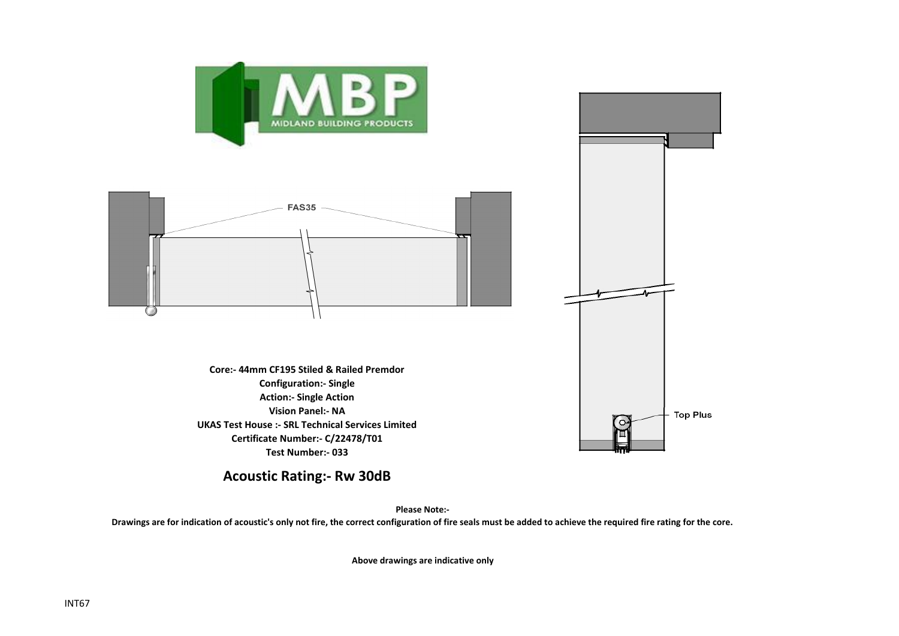MBP
MIDLAND BUILDING PRODUCTS

FAS35

Top Plus

**Core:- 44mm CF195 Stiled & Railed Premdor**
**Configuration:- Single**
**Action:- Single Action**
**Vision Panel:- NA**
**UKAS Test House :- SRL Technical Services Limited**
**Certificate Number:- C/22478/T01**
**Test Number:- 033**

## Acoustic Rating:- Rw 30dB

**Please Note:-**
**Drawings are for indication of acoustic's only not fire, the correct configuration of fire seals must be added to achieve the required fire rating for the core.**

**Above drawings are indicative only**

INT67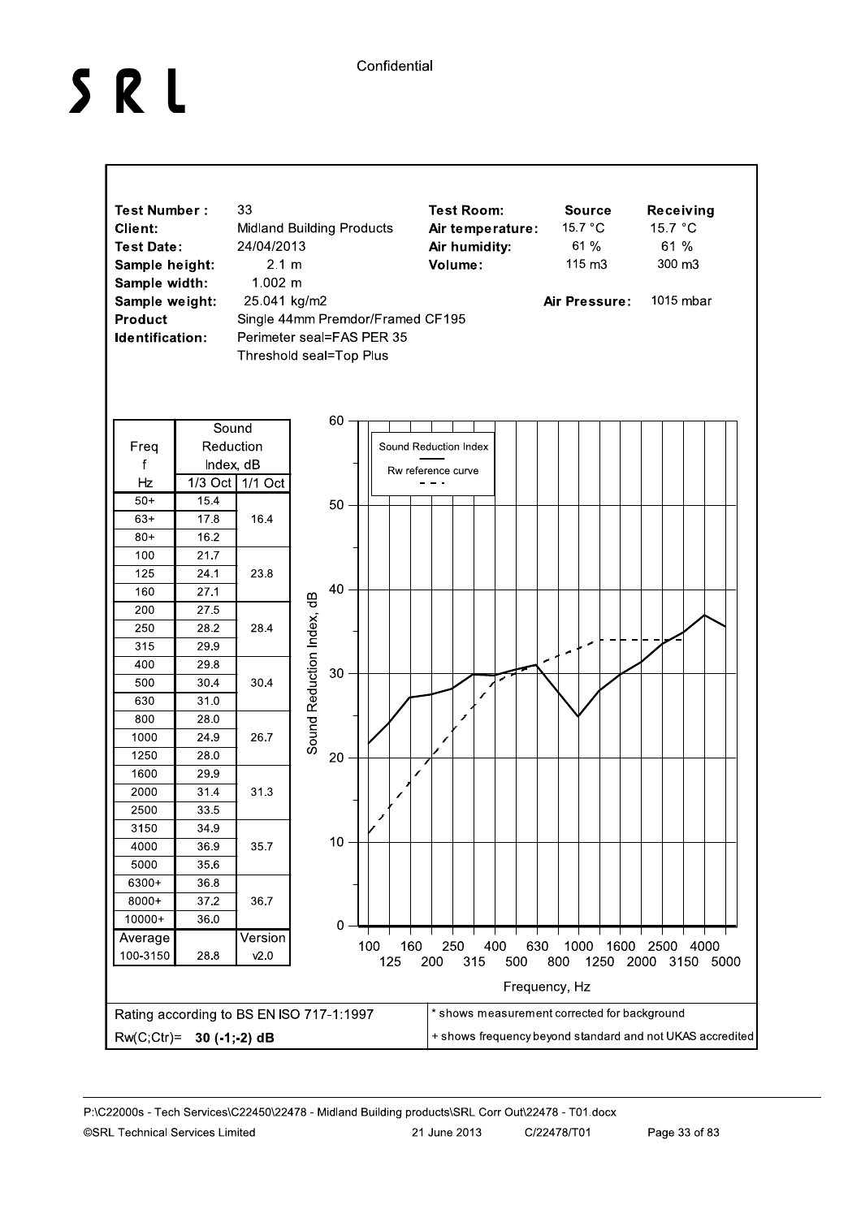SRL

Confidential

| | | | | | |
|---|---|---|---|---|---|
| **Test Number :** | 33 | **Test Room:** | | **Source** | **Receiving** |
| **Client:** | Midland Building Products | **Air temperature:** | | 15.7 °C | 15.7 °C |
| **Test Date:** | 24/04/2013 | **Air humidity:** | | 61 % | 61 % |
| **Sample height:** | 2.1 m | **Volume:** | | 115 m3 | 300 m3 |
| **Sample width:** | 1.002 m | | | | |
| **Sample weight:** | 25.041 kg/m2 | **Air Pressure:** | | | 1015 mbar |
| **Product Identification:** | Single 44mm Premdor/Framed CF195 Perimeter seal=FAS PER 35 Threshold seal=Top Plus | | | | |

| Freq f Hz | Sound Reduction Index, dB 1/3 Oct | 1/1 Oct |
|---|---|---|
| 50+ | 15.4 | |
| 63+ | 17.8 | 16.4 |
| 80+ | 16.2 | |
| 100 | 21.7 | |
| 125 | 24.1 | 23.8 |
| 160 | 27.1 | |
| 200 | 27.5 | |
| 250 | 28.2 | 28.4 |
| 315 | 29.9 | |
| 400 | 29.8 | |
| 500 | 30.4 | 30.4 |
| 630 | 31.0 | |
| 800 | 28.0 | |
| 1000 | 24.9 | 26.7 |
| 1250 | 28.0 | |
| 1600 | 29.9 | |
| 2000 | 31.4 | 31.3 |
| 2500 | 33.5 | |
| 3150 | 34.9 | |
| 4000 | 36.9 | 35.7 |
| 5000 | 35.6 | |
| 6300+ | 36.8 | |
| 8000+ | 37.2 | 36.7 |
| 10000+ | 36.0 | |
| Average 100-3150 | 28.8 | Version v2.0 |

Sound Reduction Index

Rw reference curve

Sound Reduction Index, dB

60
50
40
30
20
10
0

100 125 160 200 250 315 400 500 630 800 1000 1250 1600 2000 2500 3150 4000 5000

Frequency, Hz

Rating according to BS EN ISO 717-1:1997

Rw(C;Ctr)= **30 (-1;-2) dB**

\* shows measurement corrected for background

\+ shows frequency beyond standard and not UKAS accredited

P:\C22000s - Tech Services\C22450\22478 - Midland Building products\SRL Corr Out\22478 - T01.docx

©SRL Technical Services Limited 21 June 2013 C/22478/T01